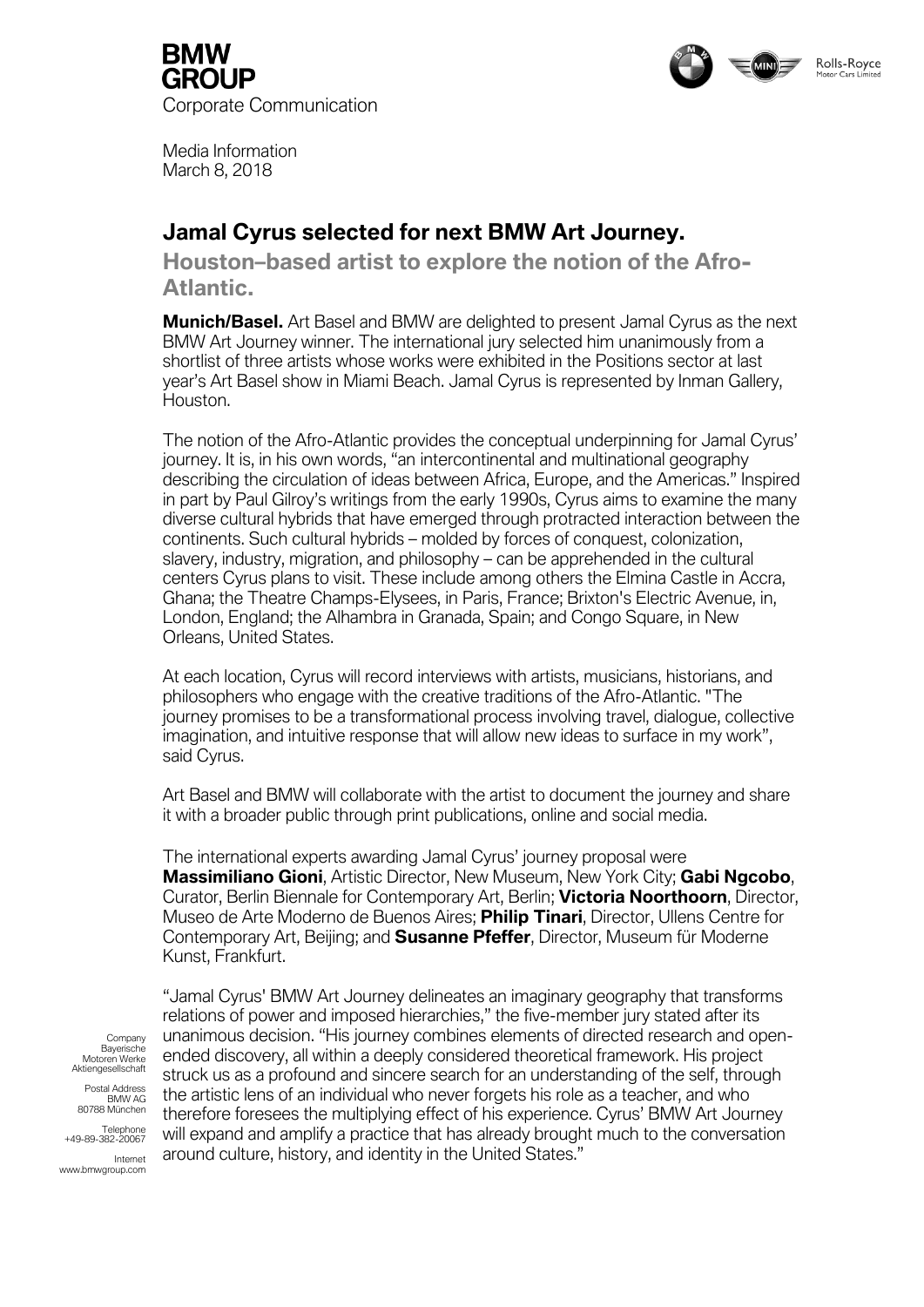BMW GROUP
Corporate Communication

Media Information
March 8, 2018

# Jamal Cyrus selected for next BMW Art Journey.

## Houston–based artist to explore the notion of the Afro-Atlantic.

**Munich/Basel.** Art Basel and BMW are delighted to present Jamal Cyrus as the next BMW Art Journey winner. The international jury selected him unanimously from a shortlist of three artists whose works were exhibited in the Positions sector at last year's Art Basel show in Miami Beach. Jamal Cyrus is represented by Inman Gallery, Houston.

The notion of the Afro-Atlantic provides the conceptual underpinning for Jamal Cyrus' journey. It is, in his own words, "an intercontinental and multinational geography describing the circulation of ideas between Africa, Europe, and the Americas." Inspired in part by Paul Gilroy's writings from the early 1990s, Cyrus aims to examine the many diverse cultural hybrids that have emerged through protracted interaction between the continents. Such cultural hybrids – molded by forces of conquest, colonization, slavery, industry, migration, and philosophy – can be apprehended in the cultural centers Cyrus plans to visit. These include among others the Elmina Castle in Accra, Ghana; the Theatre Champs-Elysees, in Paris, France; Brixton's Electric Avenue, in, London, England; the Alhambra in Granada, Spain; and Congo Square, in New Orleans, United States.

At each location, Cyrus will record interviews with artists, musicians, historians, and philosophers who engage with the creative traditions of the Afro-Atlantic. "The journey promises to be a transformational process involving travel, dialogue, collective imagination, and intuitive response that will allow new ideas to surface in my work", said Cyrus.

Art Basel and BMW will collaborate with the artist to document the journey and share it with a broader public through print publications, online and social media.

The international experts awarding Jamal Cyrus' journey proposal were **Massimiliano Gioni**, Artistic Director, New Museum, New York City; **Gabi Ngcobo**, Curator, Berlin Biennale for Contemporary Art, Berlin; **Victoria Noorthoorn**, Director, Museo de Arte Moderno de Buenos Aires; **Philip Tinari**, Director, Ullens Centre for Contemporary Art, Beijing; and **Susanne Pfeffer**, Director, Museum für Moderne Kunst, Frankfurt.

"Jamal Cyrus' BMW Art Journey delineates an imaginary geography that transforms relations of power and imposed hierarchies," the five-member jury stated after its unanimous decision. "His journey combines elements of directed research and open-ended discovery, all within a deeply considered theoretical framework. His project struck us as a profound and sincere search for an understanding of the self, through the artistic lens of an individual who never forgets his role as a teacher, and who therefore foresees the multiplying effect of his experience. Cyrus' BMW Art Journey will expand and amplify a practice that has already brought much to the conversation around culture, history, and identity in the United States."

Company
Bayerische
Motoren Werke
Aktiengesellschaft

Postal Address
BMW AG
80788 München

Telephone
+49-89-382-20067

Internet
www.bmwgroup.com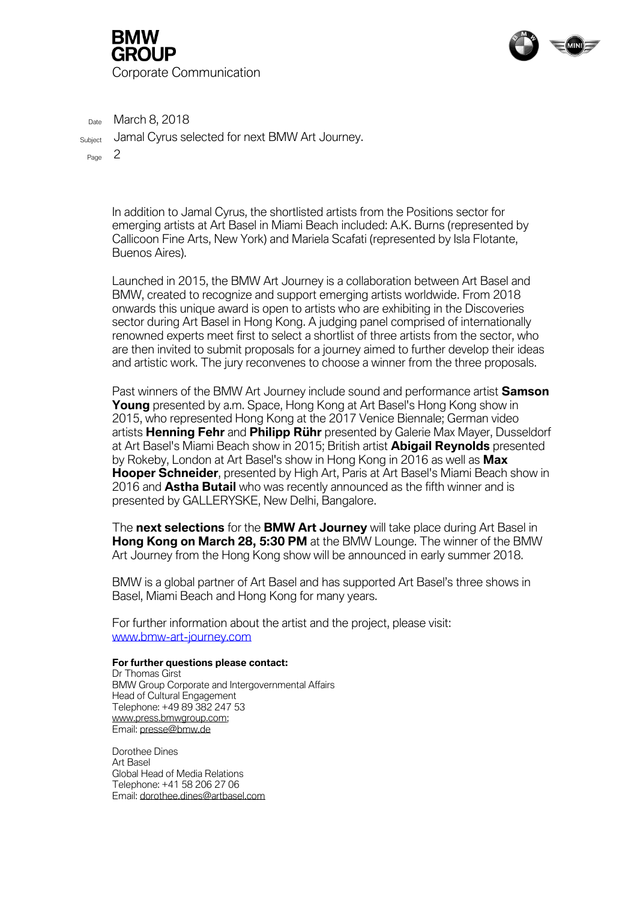In addition to Jamal Cyrus, the shortlisted artists from the Positions sector for emerging artists at Art Basel in Miami Beach included: A.K. Burns (represented by Callicoon Fine Arts, New York) and Mariela Scafati (represented by Isla Flotante, Buenos Aires).

Launched in 2015, the BMW Art Journey is a collaboration between Art Basel and BMW, created to recognize and support emerging artists worldwide. From 2018 onwards this unique award is open to artists who are exhibiting in the Discoveries sector during Art Basel in Hong Kong. A judging panel comprised of internationally renowned experts meet first to select a shortlist of three artists from the sector, who are then invited to submit proposals for a journey aimed to further develop their ideas and artistic work. The jury reconvenes to choose a winner from the three proposals.

Past winners of the BMW Art Journey include sound and performance artist **Samson Young** presented by a.m. Space, Hong Kong at Art Basel's Hong Kong show in 2015, who represented Hong Kong at the 2017 Venice Biennale; German video artists **Henning Fehr** and **Philipp Rühr** presented by Galerie Max Mayer, Dusseldorf at Art Basel's Miami Beach show in 2015; British artist **Abigail Reynolds** presented by Rokeby, London at Art Basel's show in Hong Kong in 2016 as well as **Max Hooper Schneider**, presented by High Art, Paris at Art Basel's Miami Beach show in 2016 and **Astha Butail** who was recently announced as the fifth winner and is presented by GALLERYSKE, New Delhi, Bangalore.

The **next selections** for the **BMW Art Journey** will take place during Art Basel in **Hong Kong on March 28, 5:30 PM** at the BMW Lounge. The winner of the BMW Art Journey from the Hong Kong show will be announced in early summer 2018.

BMW is a global partner of Art Basel and has supported Art Basel's three shows in Basel, Miami Beach and Hong Kong for many years.

For further information about the artist and the project, please visit:
www.bmw-art-journey.com

**For further questions please contact:**
Dr Thomas Girst
BMW Group Corporate and Intergovernmental Affairs
Head of Cultural Engagement
Telephone: +49 89 382 247 53
www.press.bmwgroup.com;
Email: presse@bmw.de

Dorothee Dines
Art Basel
Global Head of Media Relations
Telephone: +41 58 206 27 06
Email: dorothee.dines@artbasel.com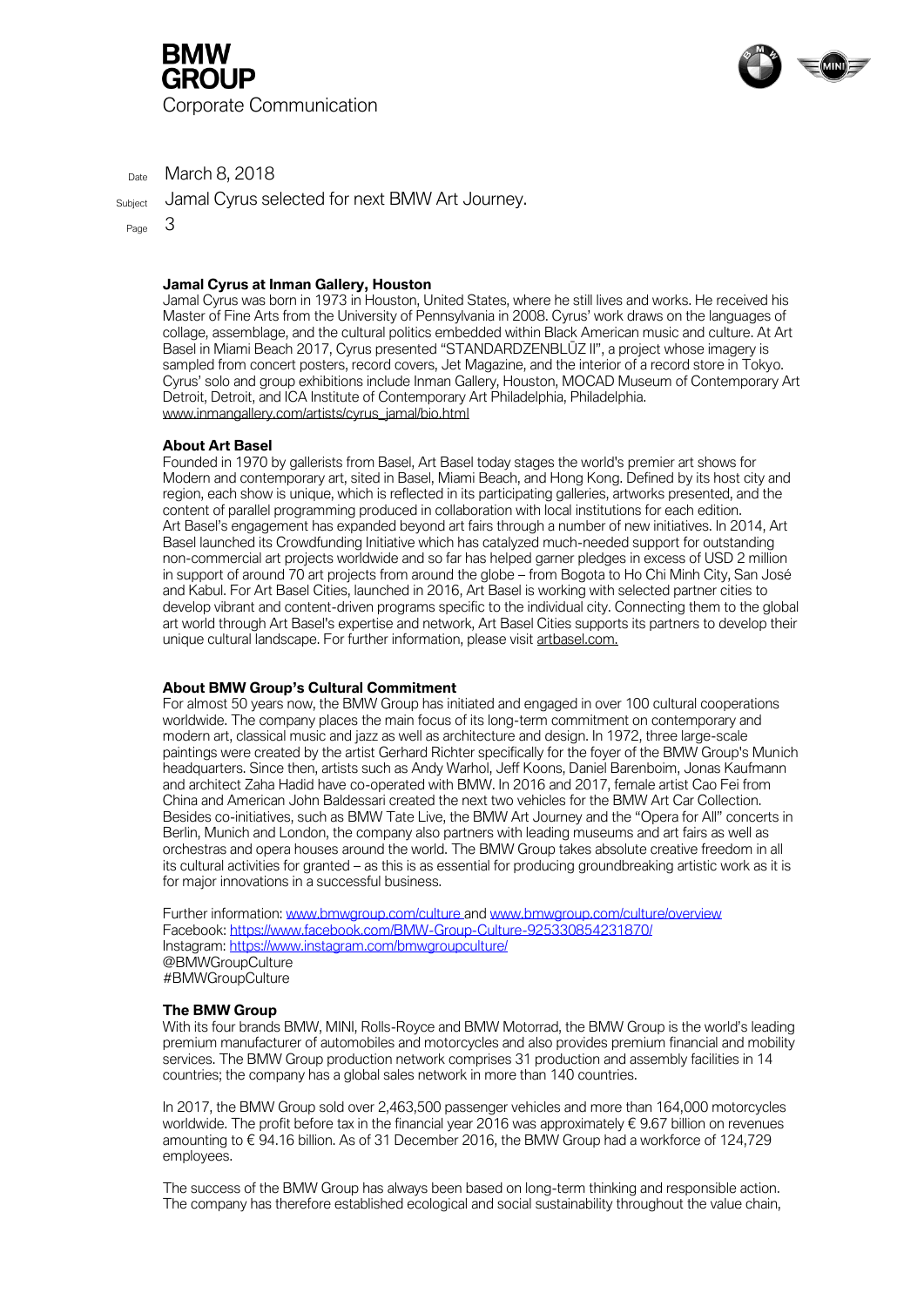**Jamal Cyrus at Inman Gallery, Houston**
Jamal Cyrus was born in 1973 in Houston, United States, where he still lives and works. He received his Master of Fine Arts from the University of Pennsylvania in 2008. Cyrus' work draws on the languages of collage, assemblage, and the cultural politics embedded within Black American music and culture. At Art Basel in Miami Beach 2017, Cyrus presented "STANDARDZENBLŪZ II", a project whose imagery is sampled from concert posters, record covers, Jet Magazine, and the interior of a record store in Tokyo. Cyrus' solo and group exhibitions include Inman Gallery, Houston, MOCAD Museum of Contemporary Art Detroit, Detroit, and ICA Institute of Contemporary Art Philadelphia, Philadelphia.
www.inmangallery.com/artists/cyrus_jamal/bio.html

**About Art Basel**
Founded in 1970 by gallerists from Basel, Art Basel today stages the world's premier art shows for Modern and contemporary art, sited in Basel, Miami Beach, and Hong Kong. Defined by its host city and region, each show is unique, which is reflected in its participating galleries, artworks presented, and the content of parallel programming produced in collaboration with local institutions for each edition.
Art Basel's engagement has expanded beyond art fairs through a number of new initiatives. In 2014, Art Basel launched its Crowdfunding Initiative which has catalyzed much-needed support for outstanding non-commercial art projects worldwide and so far has helped garner pledges in excess of USD 2 million in support of around 70 art projects from around the globe – from Bogota to Ho Chi Minh City, San José and Kabul. For Art Basel Cities, launched in 2016, Art Basel is working with selected partner cities to develop vibrant and content-driven programs specific to the individual city. Connecting them to the global art world through Art Basel's expertise and network, Art Basel Cities supports its partners to develop their unique cultural landscape. For further information, please visit artbasel.com.

**About BMW Group's Cultural Commitment**
For almost 50 years now, the BMW Group has initiated and engaged in over 100 cultural cooperations worldwide. The company places the main focus of its long-term commitment on contemporary and modern art, classical music and jazz as well as architecture and design. In 1972, three large-scale paintings were created by the artist Gerhard Richter specifically for the foyer of the BMW Group's Munich headquarters. Since then, artists such as Andy Warhol, Jeff Koons, Daniel Barenboim, Jonas Kaufmann and architect Zaha Hadid have co-operated with BMW. In 2016 and 2017, female artist Cao Fei from China and American John Baldessari created the next two vehicles for the BMW Art Car Collection. Besides co-initiatives, such as BMW Tate Live, the BMW Art Journey and the "Opera for All" concerts in Berlin, Munich and London, the company also partners with leading museums and art fairs as well as orchestras and opera houses around the world. The BMW Group takes absolute creative freedom in all its cultural activities for granted – as this is as essential for producing groundbreaking artistic work as it is for major innovations in a successful business.

Further information: www.bmwgroup.com/culture and www.bmwgroup.com/culture/overview
Facebook: https://www.facebook.com/BMW-Group-Culture-925330854231870/
Instagram: https://www.instagram.com/bmwgroupculture/
@BMWGroupCulture
#BMWGroupCulture

**The BMW Group**
With its four brands BMW, MINI, Rolls-Royce and BMW Motorrad, the BMW Group is the world's leading premium manufacturer of automobiles and motorcycles and also provides premium financial and mobility services. The BMW Group production network comprises 31 production and assembly facilities in 14 countries; the company has a global sales network in more than 140 countries.

In 2017, the BMW Group sold over 2,463,500 passenger vehicles and more than 164,000 motorcycles worldwide. The profit before tax in the financial year 2016 was approximately € 9.67 billion on revenues amounting to € 94.16 billion. As of 31 December 2016, the BMW Group had a workforce of 124,729 employees.

The success of the BMW Group has always been based on long-term thinking and responsible action. The company has therefore established ecological and social sustainability throughout the value chain,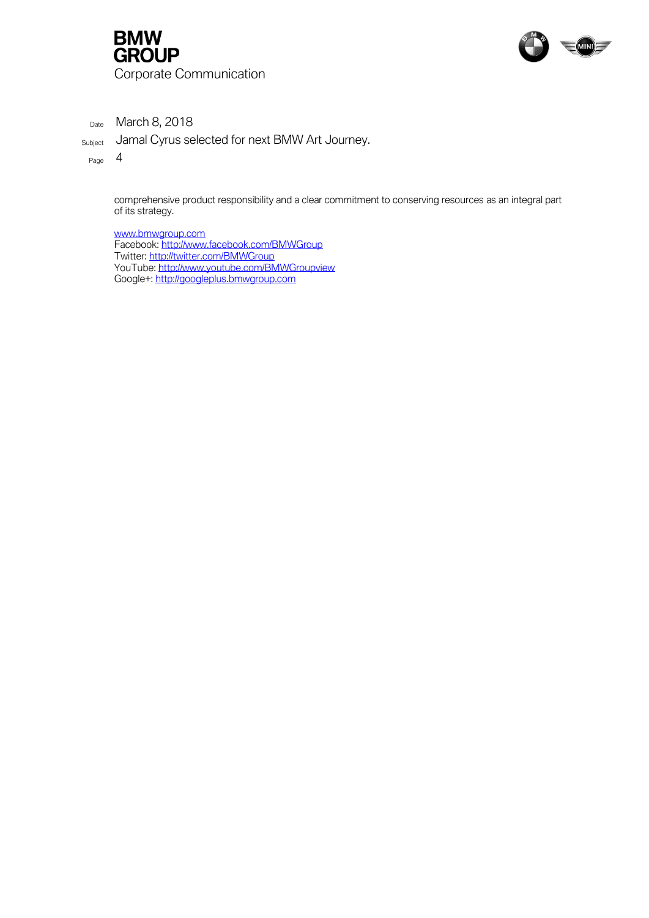comprehensive product responsibility and a clear commitment to conserving resources as an integral part of its strategy.

www.bmwgroup.com
Facebook: http://www.facebook.com/BMWGroup
Twitter: http://twitter.com/BMWGroup
YouTube: http://www.youtube.com/BMWGroupview
Google+: http://googleplus.bmwgroup.com